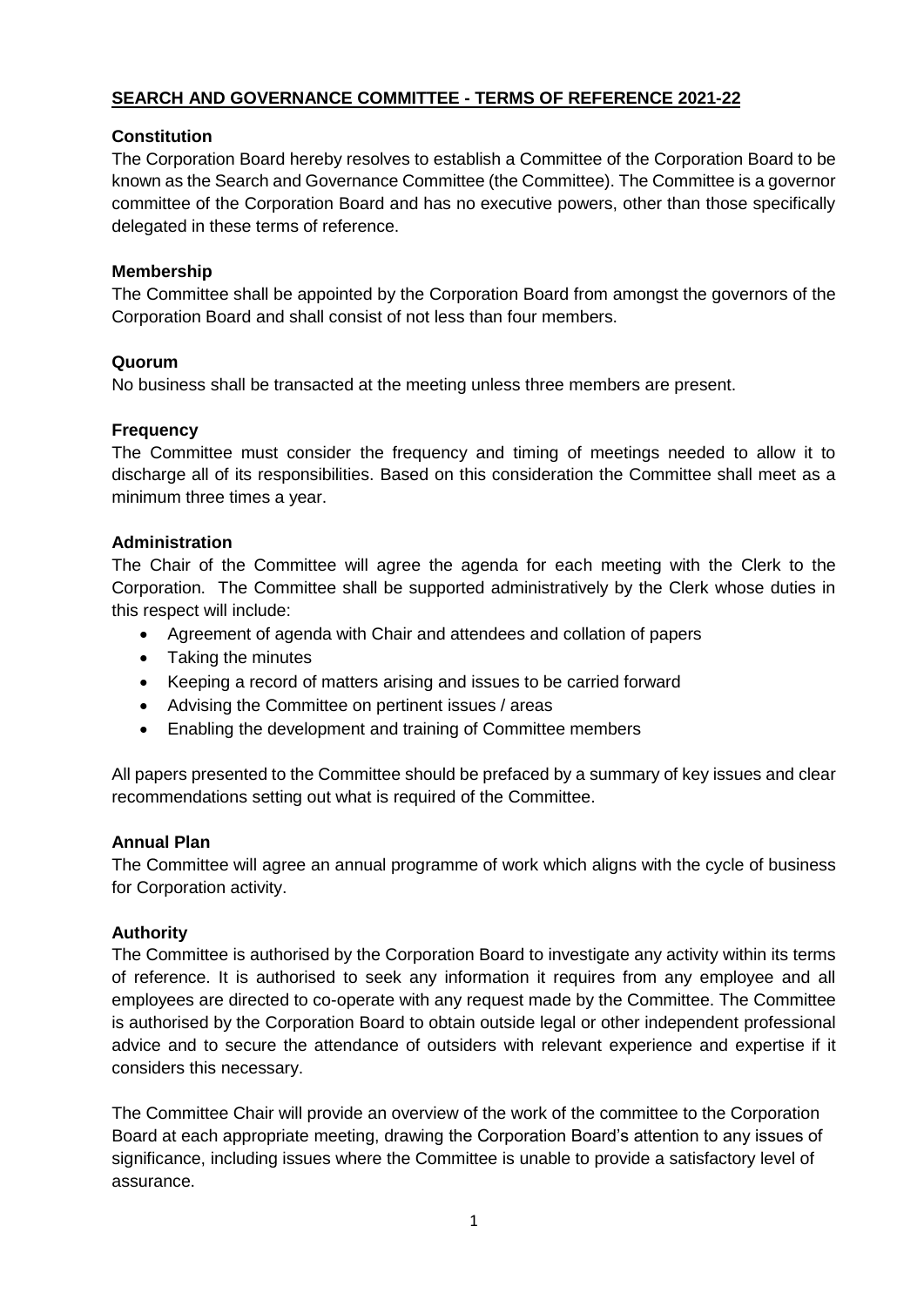# SEARCH AND GOVERNANCE COMMITTEE - TERMS OF REFERENCE 2021-22

## Constitution

The Corporation Board hereby resolves to establish a Committee of the Corporation Board to be known as the Search and Governance Committee (the Committee). The Committee is a governor committee of the Corporation Board and has no executive powers, other than those specifically delegated in these terms of reference.

## Membership

The Committee shall be appointed by the Corporation Board from amongst the governors of the Corporation Board and shall consist of not less than four members.

## Quorum

No business shall be transacted at the meeting unless three members are present.

## Frequency

The Committee must consider the frequency and timing of meetings needed to allow it to discharge all of its responsibilities. Based on this consideration the Committee shall meet as a minimum three times a year.

## Administration

The Chair of the Committee will agree the agenda for each meeting with the Clerk to the Corporation. The Committee shall be supported administratively by the Clerk whose duties in this respect will include:

- Agreement of agenda with Chair and attendees and collation of papers
- Taking the minutes
- Keeping a record of matters arising and issues to be carried forward
- Advising the Committee on pertinent issues / areas
- Enabling the development and training of Committee members

All papers presented to the Committee should be prefaced by a summary of key issues and clear recommendations setting out what is required of the Committee.

## Annual Plan

The Committee will agree an annual programme of work which aligns with the cycle of business for Corporation activity.

## Authority

The Committee is authorised by the Corporation Board to investigate any activity within its terms of reference. It is authorised to seek any information it requires from any employee and all employees are directed to co-operate with any request made by the Committee. The Committee is authorised by the Corporation Board to obtain outside legal or other independent professional advice and to secure the attendance of outsiders with relevant experience and expertise if it considers this necessary.

The Committee Chair will provide an overview of the work of the committee to the Corporation Board at each appropriate meeting, drawing the Corporation Board's attention to any issues of significance, including issues where the Committee is unable to provide a satisfactory level of assurance.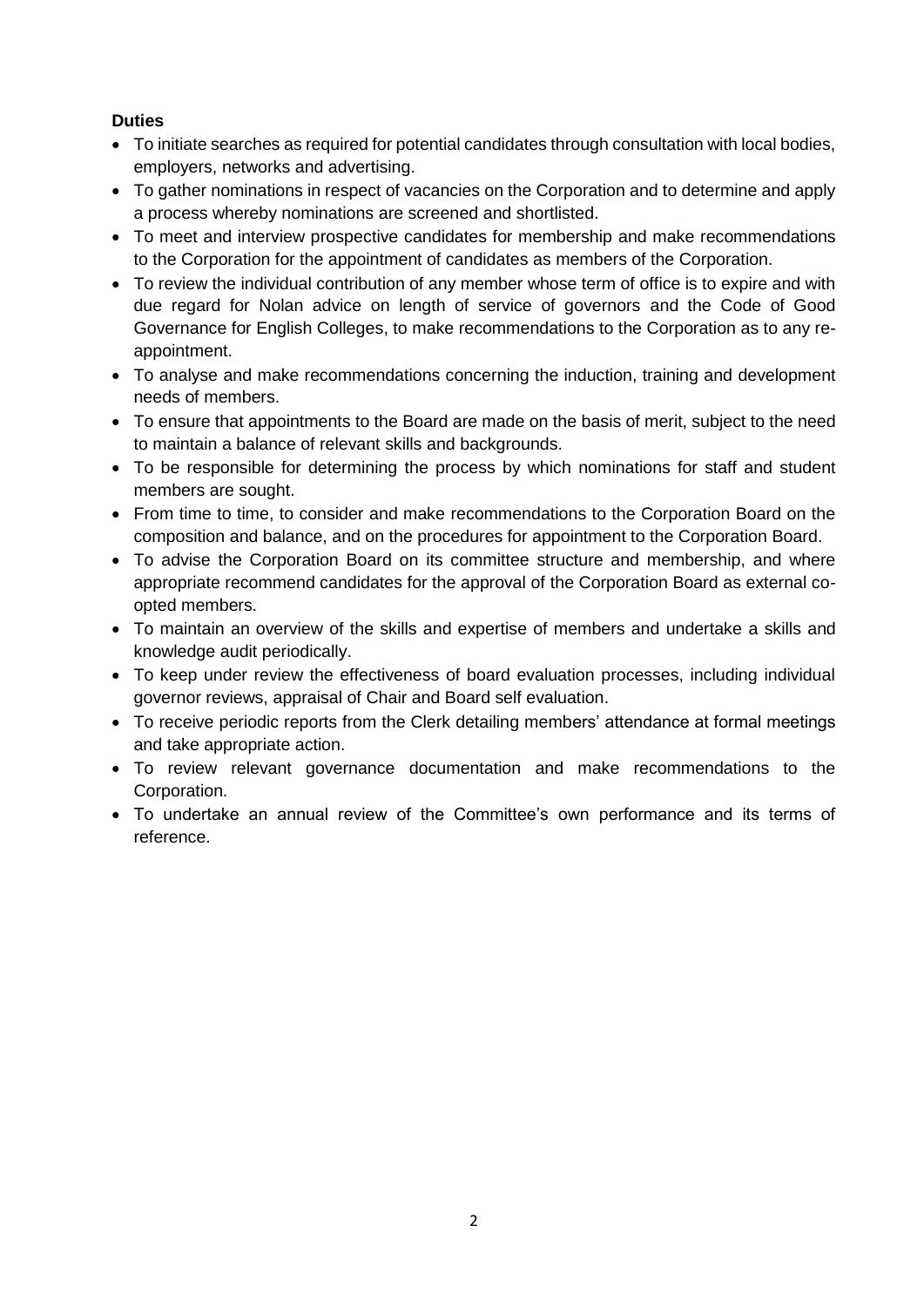**Duties**

- To initiate searches as required for potential candidates through consultation with local bodies, employers, networks and advertising.
- To gather nominations in respect of vacancies on the Corporation and to determine and apply a process whereby nominations are screened and shortlisted.
- To meet and interview prospective candidates for membership and make recommendations to the Corporation for the appointment of candidates as members of the Corporation.
- To review the individual contribution of any member whose term of office is to expire and with due regard for Nolan advice on length of service of governors and the Code of Good Governance for English Colleges, to make recommendations to the Corporation as to any re-appointment.
- To analyse and make recommendations concerning the induction, training and development needs of members.
- To ensure that appointments to the Board are made on the basis of merit, subject to the need to maintain a balance of relevant skills and backgrounds.
- To be responsible for determining the process by which nominations for staff and student members are sought.
- From time to time, to consider and make recommendations to the Corporation Board on the composition and balance, and on the procedures for appointment to the Corporation Board.
- To advise the Corporation Board on its committee structure and membership, and where appropriate recommend candidates for the approval of the Corporation Board as external co-opted members.
- To maintain an overview of the skills and expertise of members and undertake a skills and knowledge audit periodically.
- To keep under review the effectiveness of board evaluation processes, including individual governor reviews, appraisal of Chair and Board self evaluation.
- To receive periodic reports from the Clerk detailing members' attendance at formal meetings and take appropriate action.
- To review relevant governance documentation and make recommendations to the Corporation.
- To undertake an annual review of the Committee's own performance and its terms of reference.